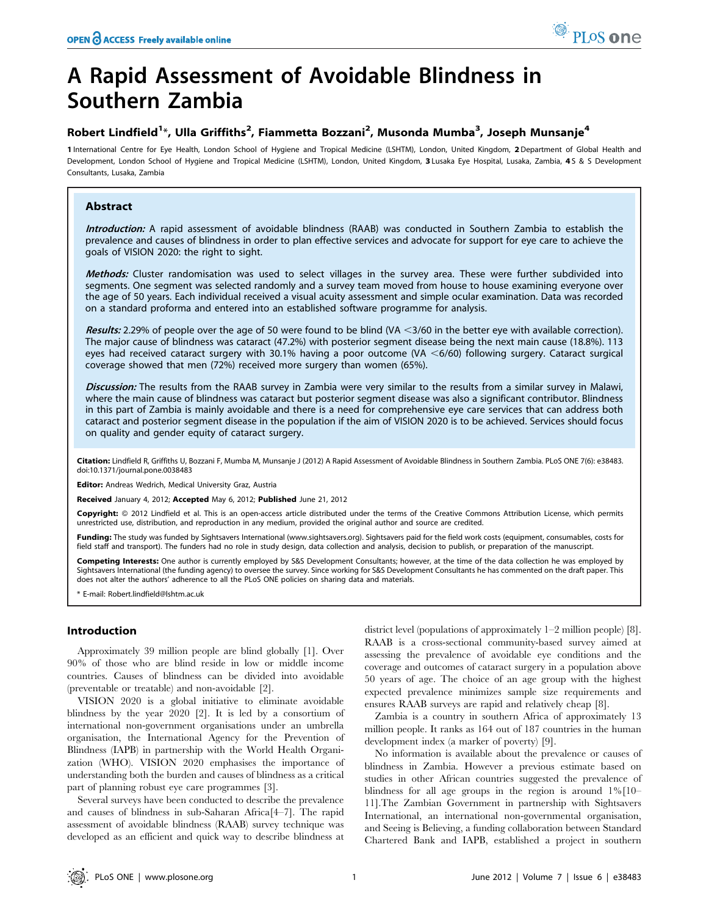# A Rapid Assessment of Avoidable Blindness in Southern Zambia

**Robert Lindfield[1]*, Ulla Griffiths[2], Fiammetta Bozzani[2], Musonda Mumba[3], Joseph Munsanje[4]**

1 International Centre for Eye Health, London School of Hygiene and Tropical Medicine (LSHTM), London, United Kingdom, 2 Department of Global Health and Development, London School of Hygiene and Tropical Medicine (LSHTM), London, United Kingdom, 3 Lusaka Eye Hospital, Lusaka, Zambia, 4 S & S Development Consultants, Lusaka, Zambia

## Abstract

***Introduction:*** A rapid assessment of avoidable blindness (RAAB) was conducted in Southern Zambia to establish the prevalence and causes of blindness in order to plan effective services and advocate for support for eye care to achieve the goals of VISION 2020: the right to sight.

***Methods:*** Cluster randomisation was used to select villages in the survey area. These were further subdivided into segments. One segment was selected randomly and a survey team moved from house to house examining everyone over the age of 50 years. Each individual received a visual acuity assessment and simple ocular examination. Data was recorded on a standard proforma and entered into an established software programme for analysis.

***Results:*** 2.29% of people over the age of 50 were found to be blind (VA <3/60 in the better eye with available correction). The major cause of blindness was cataract (47.2%) with posterior segment disease being the next main cause (18.8%). 113 eyes had received cataract surgery with 30.1% having a poor outcome (VA <6/60) following surgery. Cataract surgical coverage showed that men (72%) received more surgery than women (65%).

***Discussion:*** The results from the RAAB survey in Zambia were very similar to the results from a similar survey in Malawi, where the main cause of blindness was cataract but posterior segment disease was also a significant contributor. Blindness in this part of Zambia is mainly avoidable and there is a need for comprehensive eye care services that can address both cataract and posterior segment disease in the population if the aim of VISION 2020 is to be achieved. Services should focus on quality and gender equity of cataract surgery.

**Citation:** Lindfield R, Griffiths U, Bozzani F, Mumba M, Munsanje J (2012) A Rapid Assessment of Avoidable Blindness in Southern Zambia. PLoS ONE 7(6): e38483. doi:10.1371/journal.pone.0038483

**Editor:** Andreas Wedrich, Medical University Graz, Austria

**Received** January 4, 2012; **Accepted** May 6, 2012; **Published** June 21, 2012

**Copyright:** © 2012 Lindfield et al. This is an open-access article distributed under the terms of the Creative Commons Attribution License, which permits unrestricted use, distribution, and reproduction in any medium, provided the original author and source are credited.

**Funding:** The study was funded by Sightsavers International (www.sightsavers.org). Sightsavers paid for the field work costs (equipment, consumables, costs for field staff and transport). The funders had no role in study design, data collection and analysis, decision to publish, or preparation of the manuscript.

**Competing Interests:** One author is currently employed by S&S Development Consultants; however, at the time of the data collection he was employed by Sightsavers International (the funding agency) to oversee the survey. Since working for S&S Development Consultants he has commented on the draft paper. This does not alter the authors' adherence to all the PLoS ONE policies on sharing data and materials.

\* E-mail: Robert.lindfield@lshtm.ac.uk

## Introduction

Approximately 39 million people are blind globally [1]. Over 90% of those who are blind reside in low or middle income countries. Causes of blindness can be divided into avoidable (preventable or treatable) and non-avoidable [2].

VISION 2020 is a global initiative to eliminate avoidable blindness by the year 2020 [2]. It is led by a consortium of international non-government organisations under an umbrella organisation, the International Agency for the Prevention of Blindness (IAPB) in partnership with the World Health Organization (WHO). VISION 2020 emphasises the importance of understanding both the burden and causes of blindness as a critical part of planning robust eye care programmes [3].

Several surveys have been conducted to describe the prevalence and causes of blindness in sub-Saharan Africa[4–7]. The rapid assessment of avoidable blindness (RAAB) survey technique was developed as an efficient and quick way to describe blindness at district level (populations of approximately 1–2 million people) [8]. RAAB is a cross-sectional community-based survey aimed at assessing the prevalence of avoidable eye conditions and the coverage and outcomes of cataract surgery in a population above 50 years of age. The choice of an age group with the highest expected prevalence minimizes sample size requirements and ensures RAAB surveys are rapid and relatively cheap [8].

Zambia is a country in southern Africa of approximately 13 million people. It ranks as 164 out of 187 countries in the human development index (a marker of poverty) [9].

No information is available about the prevalence or causes of blindness in Zambia. However a previous estimate based on studies in other African countries suggested the prevalence of blindness for all age groups in the region is around 1%[10–11].The Zambian Government in partnership with Sightsavers International, an international non-governmental organisation, and Seeing is Believing, a funding collaboration between Standard Chartered Bank and IAPB, established a project in southern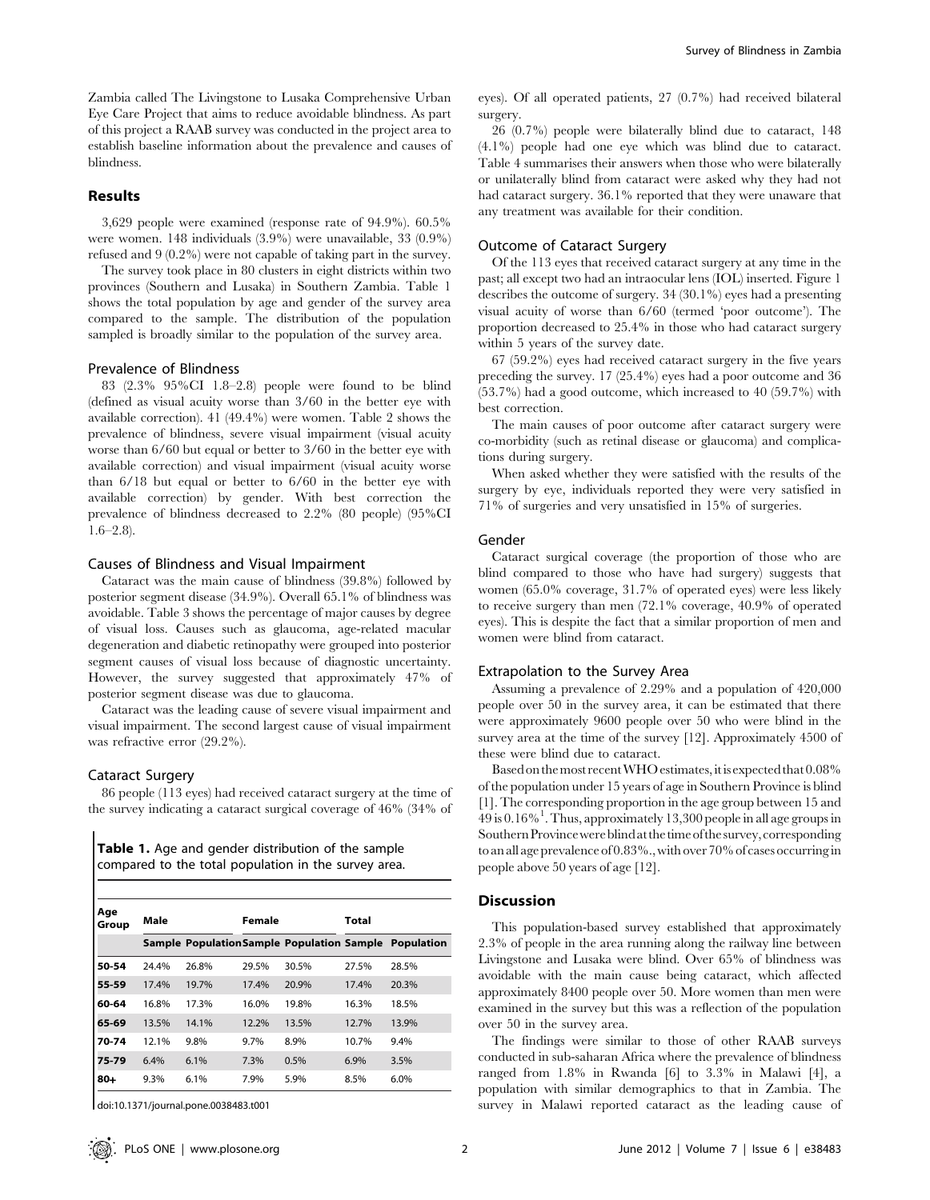Zambia called The Livingstone to Lusaka Comprehensive Urban Eye Care Project that aims to reduce avoidable blindness. As part of this project a RAAB survey was conducted in the project area to establish baseline information about the prevalence and causes of blindness.

## Results

3,629 people were examined (response rate of 94.9%). 60.5% were women. 148 individuals (3.9%) were unavailable, 33 (0.9%) refused and 9 (0.2%) were not capable of taking part in the survey.

The survey took place in 80 clusters in eight districts within two provinces (Southern and Lusaka) in Southern Zambia. Table 1 shows the total population by age and gender of the survey area compared to the sample. The distribution of the population sampled is broadly similar to the population of the survey area.

### Prevalence of Blindness

83 (2.3% 95%CI 1.8–2.8) people were found to be blind (defined as visual acuity worse than 3/60 in the better eye with available correction). 41 (49.4%) were women. Table 2 shows the prevalence of blindness, severe visual impairment (visual acuity worse than 6/60 but equal or better to 3/60 in the better eye with available correction) and visual impairment (visual acuity worse than 6/18 but equal or better to 6/60 in the better eye with available correction) by gender. With best correction the prevalence of blindness decreased to 2.2% (80 people) (95%CI 1.6–2.8).

### Causes of Blindness and Visual Impairment

Cataract was the main cause of blindness (39.8%) followed by posterior segment disease (34.9%). Overall 65.1% of blindness was avoidable. Table 3 shows the percentage of major causes by degree of visual loss. Causes such as glaucoma, age-related macular degeneration and diabetic retinopathy were grouped into posterior segment causes of visual loss because of diagnostic uncertainty. However, the survey suggested that approximately 47% of posterior segment disease was due to glaucoma.

Cataract was the leading cause of severe visual impairment and visual impairment. The second largest cause of visual impairment was refractive error (29.2%).

### Cataract Surgery

86 people (113 eyes) had received cataract surgery at the time of the survey indicating a cataract surgical coverage of 46% (34% of eyes). Of all operated patients, 27 (0.7%) had received bilateral surgery.

26 (0.7%) people were bilaterally blind due to cataract, 148 (4.1%) people had one eye which was blind due to cataract. Table 4 summarises their answers when those who were bilaterally or unilaterally blind from cataract were asked why they had not had cataract surgery. 36.1% reported that they were unaware that any treatment was available for their condition.

**Table 1.** Age and gender distribution of the sample compared to the total population in the survey area.

| Age Group | Male | | Female | | Total | |
|---|---|---|---|---|---|---|
| | Sample | Population | Sample | Population | Sample | Population |
| 50-54 | 24.4% | 26.8% | 29.5% | 30.5% | 27.5% | 28.5% |
| 55-59 | 17.4% | 19.7% | 17.4% | 20.9% | 17.4% | 20.3% |
| 60-64 | 16.8% | 17.3% | 16.0% | 19.8% | 16.3% | 18.5% |
| 65-69 | 13.5% | 14.1% | 12.2% | 13.5% | 12.7% | 13.9% |
| 70-74 | 12.1% | 9.8% | 9.7% | 8.9% | 10.7% | 9.4% |
| 75-79 | 6.4% | 6.1% | 7.3% | 0.5% | 6.9% | 3.5% |
| 80+ | 9.3% | 6.1% | 7.9% | 5.9% | 8.5% | 6.0% |

doi:10.1371/journal.pone.0038483.t001

### Outcome of Cataract Surgery

Of the 113 eyes that received cataract surgery at any time in the past; all except two had an intraocular lens (IOL) inserted. Figure 1 describes the outcome of surgery. 34 (30.1%) eyes had a presenting visual acuity of worse than 6/60 (termed 'poor outcome'). The proportion decreased to 25.4% in those who had cataract surgery within 5 years of the survey date.

67 (59.2%) eyes had received cataract surgery in the five years preceding the survey. 17 (25.4%) eyes had a poor outcome and 36 (53.7%) had a good outcome, which increased to 40 (59.7%) with best correction.

The main causes of poor outcome after cataract surgery were co-morbidity (such as retinal disease or glaucoma) and complications during surgery.

When asked whether they were satisfied with the results of the surgery by eye, individuals reported they were very satisfied in 71% of surgeries and very unsatisfied in 15% of surgeries.

### Gender

Cataract surgical coverage (the proportion of those who are blind compared to those who have had surgery) suggests that women (65.0% coverage, 31.7% of operated eyes) were less likely to receive surgery than men (72.1% coverage, 40.9% of operated eyes). This is despite the fact that a similar proportion of men and women were blind from cataract.

### Extrapolation to the Survey Area

Assuming a prevalence of 2.29% and a population of 420,000 people over 50 in the survey area, it can be estimated that there were approximately 9600 people over 50 who were blind in the survey area at the time of the survey [12]. Approximately 4500 of these were blind due to cataract.

Based on the most recent WHO estimates, it is expected that 0.08% of the population under 15 years of age in Southern Province is blind [1]. The corresponding proportion in the age group between 15 and 49 is 0.16%[1]. Thus, approximately 13,300 people in all age groups in Southern Province were blind at the time of the survey, corresponding to an all age prevalence of 0.83%., with over 70% of cases occurring in people above 50 years of age [12].

## Discussion

This population-based survey established that approximately 2.3% of people in the area running along the railway line between Livingstone and Lusaka were blind. Over 65% of blindness was avoidable with the main cause being cataract, which affected approximately 8400 people over 50. More women than men were examined in the survey but this was a reflection of the population over 50 in the survey area.

The findings were similar to those of other RAAB surveys conducted in sub-saharan Africa where the prevalence of blindness ranged from 1.8% in Rwanda [6] to 3.3% in Malawi [4], a population with similar demographics to that in Zambia. The survey in Malawi reported cataract as the leading cause of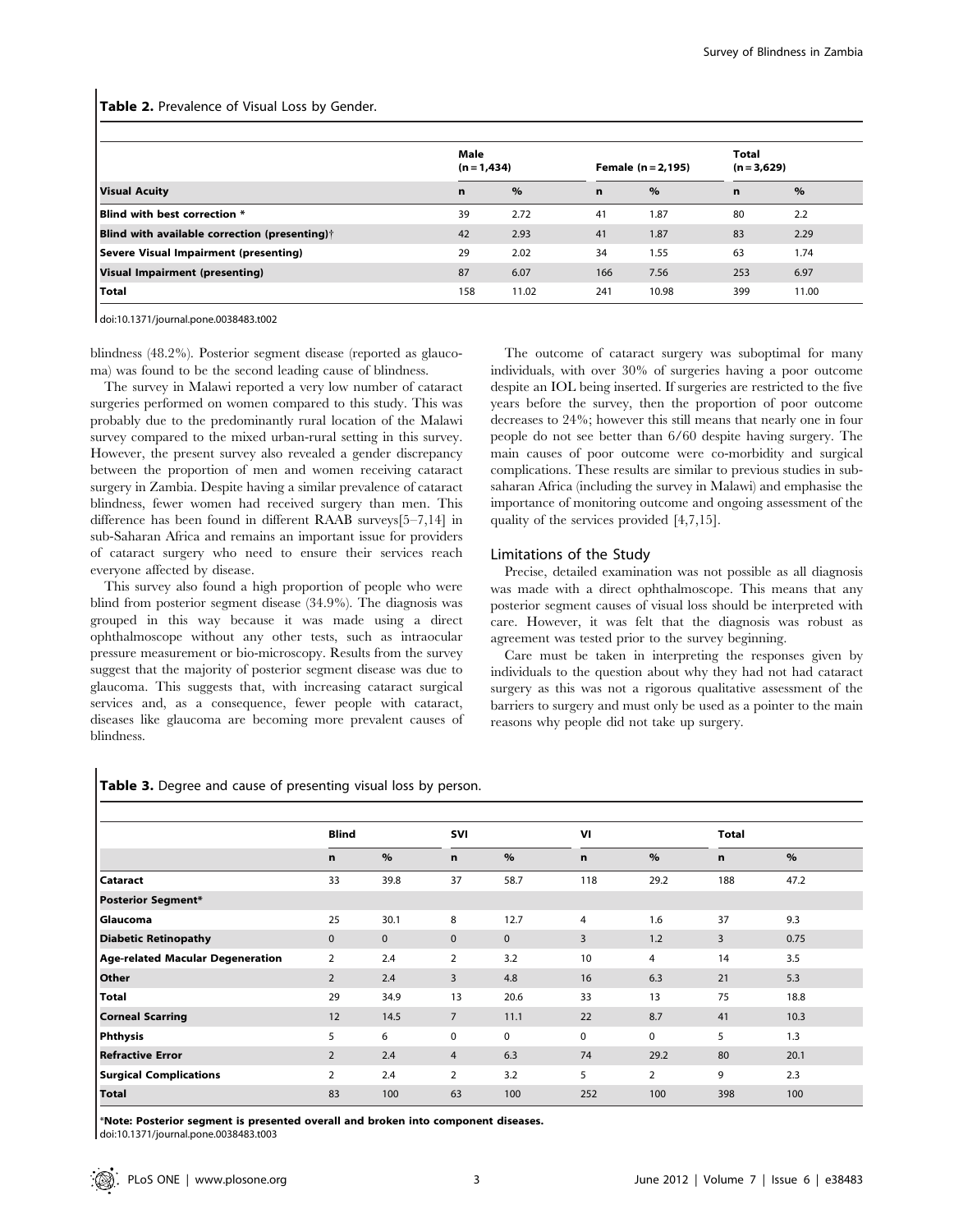**Table 2.** Prevalence of Visual Loss by Gender.

| | Male (n = 1,434) | | Female (n = 2,195) | | Total (n = 3,629) | |
|---|---|---|---|---|---|---|
| **Visual Acuity** | **n** | **%** | **n** | **%** | **n** | **%** |
| **Blind with best correction** * | 39 | 2.72 | 41 | 1.87 | 80 | 2.2 |
| **Blind with available correction (presenting)**† | 42 | 2.93 | 41 | 1.87 | 83 | 2.29 |
| **Severe Visual Impairment (presenting)** | 29 | 2.02 | 34 | 1.55 | 63 | 1.74 |
| **Visual Impairment (presenting)** | 87 | 6.07 | 166 | 7.56 | 253 | 6.97 |
| **Total** | 158 | 11.02 | 241 | 10.98 | 399 | 11.00 |

doi:10.1371/journal.pone.0038483.t002

blindness (48.2%). Posterior segment disease (reported as glaucoma) was found to be the second leading cause of blindness.

The survey in Malawi reported a very low number of cataract surgeries performed on women compared to this study. This was probably due to the predominantly rural location of the Malawi survey compared to the mixed urban-rural setting in this survey. However, the present survey also revealed a gender discrepancy between the proportion of men and women receiving cataract surgery in Zambia. Despite having a similar prevalence of cataract blindness, fewer women had received surgery than men. This difference has been found in different RAAB surveys[5–7,14] in sub-Saharan Africa and remains an important issue for providers of cataract surgery who need to ensure their services reach everyone affected by disease.

This survey also found a high proportion of people who were blind from posterior segment disease (34.9%). The diagnosis was grouped in this way because it was made using a direct ophthalmoscope without any other tests, such as intraocular pressure measurement or bio-microscopy. Results from the survey suggest that the majority of posterior segment disease was due to glaucoma. This suggests that, with increasing cataract surgical services and, as a consequence, fewer people with cataract, diseases like glaucoma are becoming more prevalent causes of blindness.

The outcome of cataract surgery was suboptimal for many individuals, with over 30% of surgeries having a poor outcome despite an IOL being inserted. If surgeries are restricted to the five years before the survey, then the proportion of poor outcome decreases to 24%; however this still means that nearly one in four people do not see better than 6/60 despite having surgery. The main causes of poor outcome were co-morbidity and surgical complications. These results are similar to previous studies in sub-saharan Africa (including the survey in Malawi) and emphasise the importance of monitoring outcome and ongoing assessment of the quality of the services provided [4,7,15].

## Limitations of the Study

Precise, detailed examination was not possible as all diagnosis was made with a direct ophthalmoscope. This means that any posterior segment causes of visual loss should be interpreted with care. However, it was felt that the diagnosis was robust as agreement was tested prior to the survey beginning.

Care must be taken in interpreting the responses given by individuals to the question about why they had not had cataract surgery as this was not a rigorous qualitative assessment of the barriers to surgery and must only be used as a pointer to the main reasons why people did not take up surgery.

**Table 3.** Degree and cause of presenting visual loss by person.

| | Blind | | SVI | | VI | | Total | |
|---|---|---|---|---|---|---|---|---|
| | **n** | **%** | **n** | **%** | **n** | **%** | **n** | **%** |
| **Cataract** | 33 | 39.8 | 37 | 58.7 | 118 | 29.2 | 188 | 47.2 |
| **Posterior Segment*** | | | | | | | | |
| **Glaucoma** | 25 | 30.1 | 8 | 12.7 | 4 | 1.6 | 37 | 9.3 |
| **Diabetic Retinopathy** | 0 | 0 | 0 | 0 | 3 | 1.2 | 3 | 0.75 |
| **Age-related Macular Degeneration** | 2 | 2.4 | 2 | 3.2 | 10 | 4 | 14 | 3.5 |
| **Other** | 2 | 2.4 | 3 | 4.8 | 16 | 6.3 | 21 | 5.3 |
| **Total** | 29 | 34.9 | 13 | 20.6 | 33 | 13 | 75 | 18.8 |
| **Corneal Scarring** | 12 | 14.5 | 7 | 11.1 | 22 | 8.7 | 41 | 10.3 |
| **Phthysis** | 5 | 6 | 0 | 0 | 0 | 0 | 5 | 1.3 |
| **Refractive Error** | 2 | 2.4 | 4 | 6.3 | 74 | 29.2 | 80 | 20.1 |
| **Surgical Complications** | 2 | 2.4 | 2 | 3.2 | 5 | 2 | 9 | 2.3 |
| **Total** | 83 | 100 | 63 | 100 | 252 | 100 | 398 | 100 |

*Note: Posterior segment is presented overall and broken into component diseases.

doi:10.1371/journal.pone.0038483.t003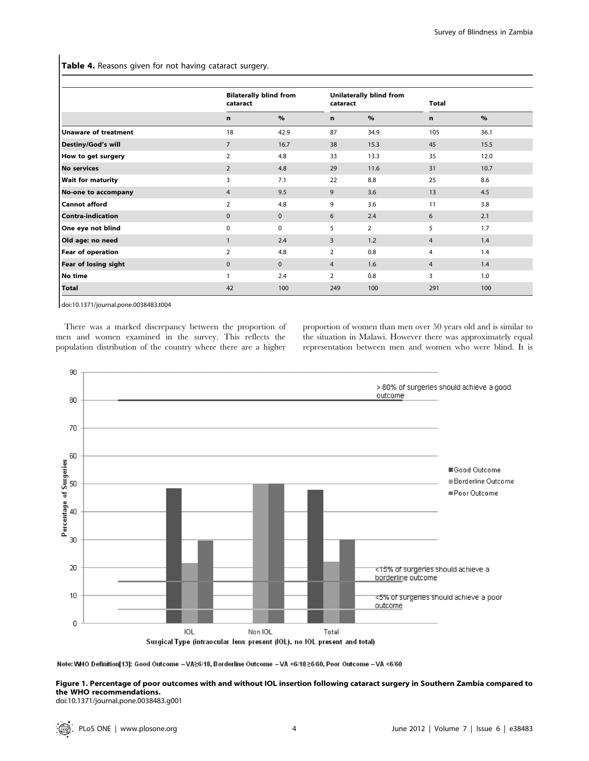**Table 4.** Reasons given for not having cataract surgery.

| | Bilaterally blind from cataract | | Unilaterally blind from cataract | | Total | |
|---|---|---|---|---|---|---|
| | n | % | n | % | n | % |
| **Unaware of treatment** | 18 | 42.9 | 87 | 34.9 | 105 | 36.1 |
| **Destiny/God's will** | 7 | 16.7 | 38 | 15.3 | 45 | 15.5 |
| **How to get surgery** | 2 | 4.8 | 33 | 13.3 | 35 | 12.0 |
| **No services** | 2 | 4.8 | 29 | 11.6 | 31 | 10.7 |
| **Wait for maturity** | 3 | 7.1 | 22 | 8.8 | 25 | 8.6 |
| **No-one to accompany** | 4 | 9.5 | 9 | 3.6 | 13 | 4.5 |
| **Cannot afford** | 2 | 4.8 | 9 | 3.6 | 11 | 3.8 |
| **Contra-indication** | 0 | 0 | 6 | 2.4 | 6 | 2.1 |
| **One eye not blind** | 0 | 0 | 5 | 2 | 5 | 1.7 |
| **Old age: no need** | 1 | 2.4 | 3 | 1.2 | 4 | 1.4 |
| **Fear of operation** | 2 | 4.8 | 2 | 0.8 | 4 | 1.4 |
| **Fear of losing sight** | 0 | 0 | 4 | 1.6 | 4 | 1.4 |
| **No time** | 1 | 2.4 | 2 | 0.8 | 3 | 1.0 |
| **Total** | 42 | 100 | 249 | 100 | 291 | 100 |

doi:10.1371/journal.pone.0038483.t004

There was a marked discrepancy between the proportion of men and women examined in the survey. This reflects the population distribution of the country where there are a higher proportion of women than men over 50 years old and is similar to the situation in Malawi. However there was approximately equal representation between men and women who were blind. It is

Note: WHO Definition[13]: Good Outcome – VA≥6/18, Borderline Outcome – VA <6/18 ≥6/60, Poor Outcome – VA <6/60

**Figure 1. Percentage of poor outcomes with and without IOL insertion following cataract surgery in Southern Zambia compared to the WHO recommendations.**
doi:10.1371/journal.pone.0038483.g001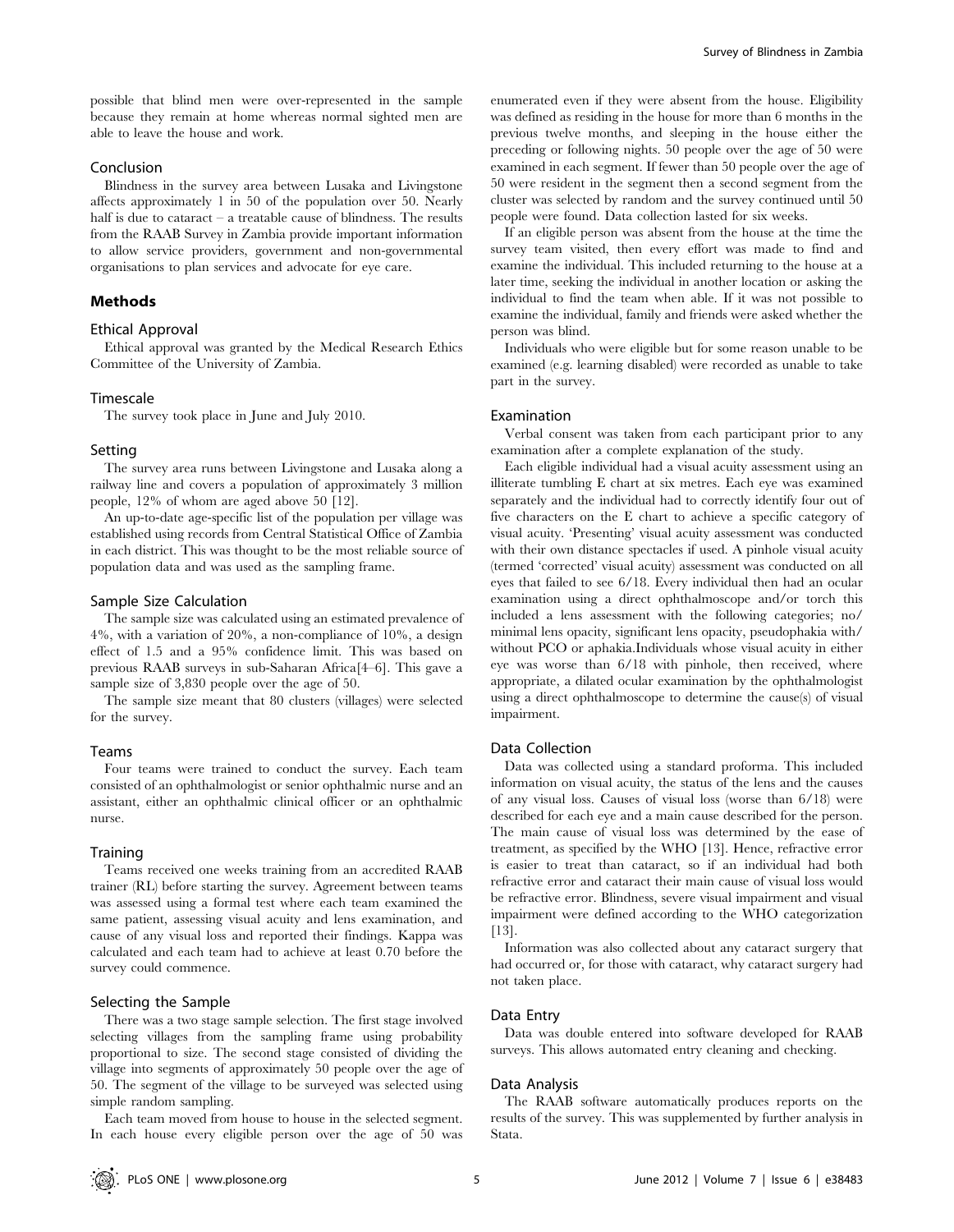possible that blind men were over-represented in the sample because they remain at home whereas normal sighted men are able to leave the house and work.

### Conclusion

Blindness in the survey area between Lusaka and Livingstone affects approximately 1 in 50 of the population over 50. Nearly half is due to cataract – a treatable cause of blindness. The results from the RAAB Survey in Zambia provide important information to allow service providers, government and non-governmental organisations to plan services and advocate for eye care.

## Methods

### Ethical Approval

Ethical approval was granted by the Medical Research Ethics Committee of the University of Zambia.

### Timescale

The survey took place in June and July 2010.

### Setting

The survey area runs between Livingstone and Lusaka along a railway line and covers a population of approximately 3 million people, 12% of whom are aged above 50 [12].

An up-to-date age-specific list of the population per village was established using records from Central Statistical Office of Zambia in each district. This was thought to be the most reliable source of population data and was used as the sampling frame.

### Sample Size Calculation

The sample size was calculated using an estimated prevalence of 4%, with a variation of 20%, a non-compliance of 10%, a design effect of 1.5 and a 95% confidence limit. This was based on previous RAAB surveys in sub-Saharan Africa[4–6]. This gave a sample size of 3,830 people over the age of 50.

The sample size meant that 80 clusters (villages) were selected for the survey.

### Teams

Four teams were trained to conduct the survey. Each team consisted of an ophthalmologist or senior ophthalmic nurse and an assistant, either an ophthalmic clinical officer or an ophthalmic nurse.

### Training

Teams received one weeks training from an accredited RAAB trainer (RL) before starting the survey. Agreement between teams was assessed using a formal test where each team examined the same patient, assessing visual acuity and lens examination, and cause of any visual loss and reported their findings. Kappa was calculated and each team had to achieve at least 0.70 before the survey could commence.

### Selecting the Sample

There was a two stage sample selection. The first stage involved selecting villages from the sampling frame using probability proportional to size. The second stage consisted of dividing the village into segments of approximately 50 people over the age of 50. The segment of the village to be surveyed was selected using simple random sampling.

Each team moved from house to house in the selected segment. In each house every eligible person over the age of 50 was enumerated even if they were absent from the house. Eligibility was defined as residing in the house for more than 6 months in the previous twelve months, and sleeping in the house either the preceding or following nights. 50 people over the age of 50 were examined in each segment. If fewer than 50 people over the age of 50 were resident in the segment then a second segment from the cluster was selected by random and the survey continued until 50 people were found. Data collection lasted for six weeks.

If an eligible person was absent from the house at the time the survey team visited, then every effort was made to find and examine the individual. This included returning to the house at a later time, seeking the individual in another location or asking the individual to find the team when able. If it was not possible to examine the individual, family and friends were asked whether the person was blind.

Individuals who were eligible but for some reason unable to be examined (e.g. learning disabled) were recorded as unable to take part in the survey.

### Examination

Verbal consent was taken from each participant prior to any examination after a complete explanation of the study.

Each eligible individual had a visual acuity assessment using an illiterate tumbling E chart at six metres. Each eye was examined separately and the individual had to correctly identify four out of five characters on the E chart to achieve a specific category of visual acuity. 'Presenting' visual acuity assessment was conducted with their own distance spectacles if used. A pinhole visual acuity (termed 'corrected' visual acuity) assessment was conducted on all eyes that failed to see 6/18. Every individual then had an ocular examination using a direct ophthalmoscope and/or torch this included a lens assessment with the following categories; no/minimal lens opacity, significant lens opacity, pseudophakia with/without PCO or aphakia.Individuals whose visual acuity in either eye was worse than 6/18 with pinhole, then received, where appropriate, a dilated ocular examination by the ophthalmologist using a direct ophthalmoscope to determine the cause(s) of visual impairment.

### Data Collection

Data was collected using a standard proforma. This included information on visual acuity, the status of the lens and the causes of any visual loss. Causes of visual loss (worse than 6/18) were described for each eye and a main cause described for the person. The main cause of visual loss was determined by the ease of treatment, as specified by the WHO [13]. Hence, refractive error is easier to treat than cataract, so if an individual had both refractive error and cataract their main cause of visual loss would be refractive error. Blindness, severe visual impairment and visual impairment were defined according to the WHO categorization [13].

Information was also collected about any cataract surgery that had occurred or, for those with cataract, why cataract surgery had not taken place.

### Data Entry

Data was double entered into software developed for RAAB surveys. This allows automated entry cleaning and checking.

### Data Analysis

The RAAB software automatically produces reports on the results of the survey. This was supplemented by further analysis in Stata.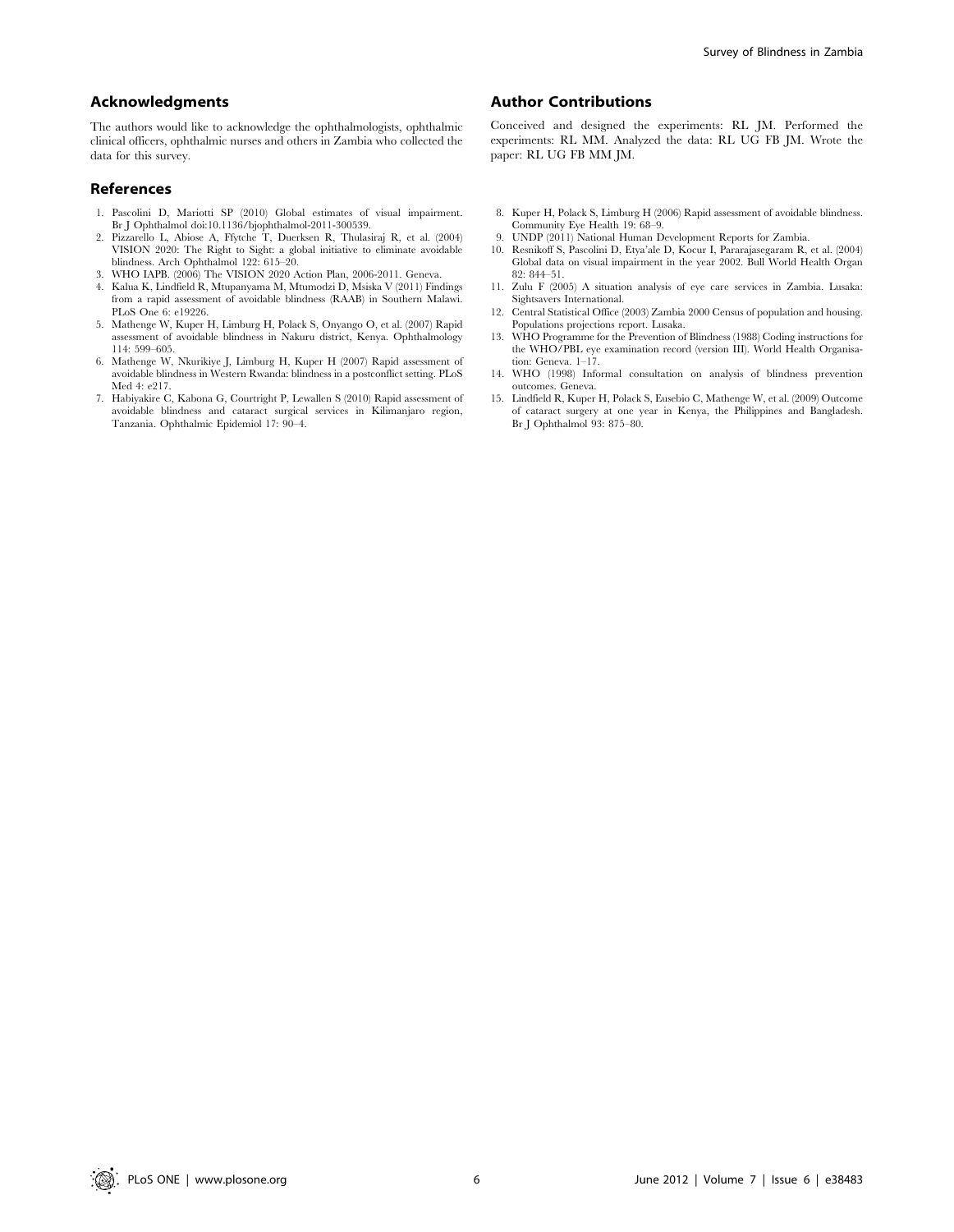## Acknowledgments

The authors would like to acknowledge the ophthalmologists, ophthalmic clinical officers, ophthalmic nurses and others in Zambia who collected the data for this survey.

## Author Contributions

Conceived and designed the experiments: RL JM. Performed the experiments: RL MM. Analyzed the data: RL UG FB JM. Wrote the paper: RL UG FB MM JM.

## References

1. Pascolini D, Mariotti SP (2010) Global estimates of visual impairment. Br J Ophthalmol doi:10.1136/bjophthalmol-2011-300539.
2. Pizzarello L, Abiose A, Ffytche T, Duerksen R, Thulasiraj R, et al. (2004) VISION 2020: The Right to Sight: a global initiative to eliminate avoidable blindness. Arch Ophthalmol 122: 615–20.
3. WHO IAPB. (2006) The VISION 2020 Action Plan, 2006-2011. Geneva.
4. Kalua K, Lindfield R, Mtupanyama M, Mtumodzi D, Msiska V (2011) Findings from a rapid assessment of avoidable blindness (RAAB) in Southern Malawi. PLoS One 6: e19226.
5. Mathenge W, Kuper H, Limburg H, Polack S, Onyango O, et al. (2007) Rapid assessment of avoidable blindness in Nakuru district, Kenya. Ophthalmology 114: 599–605.
6. Mathenge W, Nkurikiye J, Limburg H, Kuper H (2007) Rapid assessment of avoidable blindness in Western Rwanda: blindness in a postconflict setting. PLoS Med 4: e217.
7. Habiyakire C, Kabona G, Courtright P, Lewallen S (2010) Rapid assessment of avoidable blindness and cataract surgical services in Kilimanjaro region, Tanzania. Ophthalmic Epidemiol 17: 90–4.
8. Kuper H, Polack S, Limburg H (2006) Rapid assessment of avoidable blindness. Community Eye Health 19: 68–9.
9. UNDP (2011) National Human Development Reports for Zambia.
10. Resnikoff S, Pascolini D, Etya'ale D, Kocur I, Pararajasegaram R, et al. (2004) Global data on visual impairment in the year 2002. Bull World Health Organ 82: 844–51.
11. Zulu F (2005) A situation analysis of eye care services in Zambia. Lusaka: Sightsavers International.
12. Central Statistical Office (2003) Zambia 2000 Census of population and housing. Populations projections report. Lusaka.
13. WHO Programme for the Prevention of Blindness (1988) Coding instructions for the WHO/PBL eye examination record (version III). World Health Organisation: Geneva. 1–17.
14. WHO (1998) Informal consultation on analysis of blindness prevention outcomes. Geneva.
15. Lindfield R, Kuper H, Polack S, Eusebio C, Mathenge W, et al. (2009) Outcome of cataract surgery at one year in Kenya, the Philippines and Bangladesh. Br J Ophthalmol 93: 875–80.